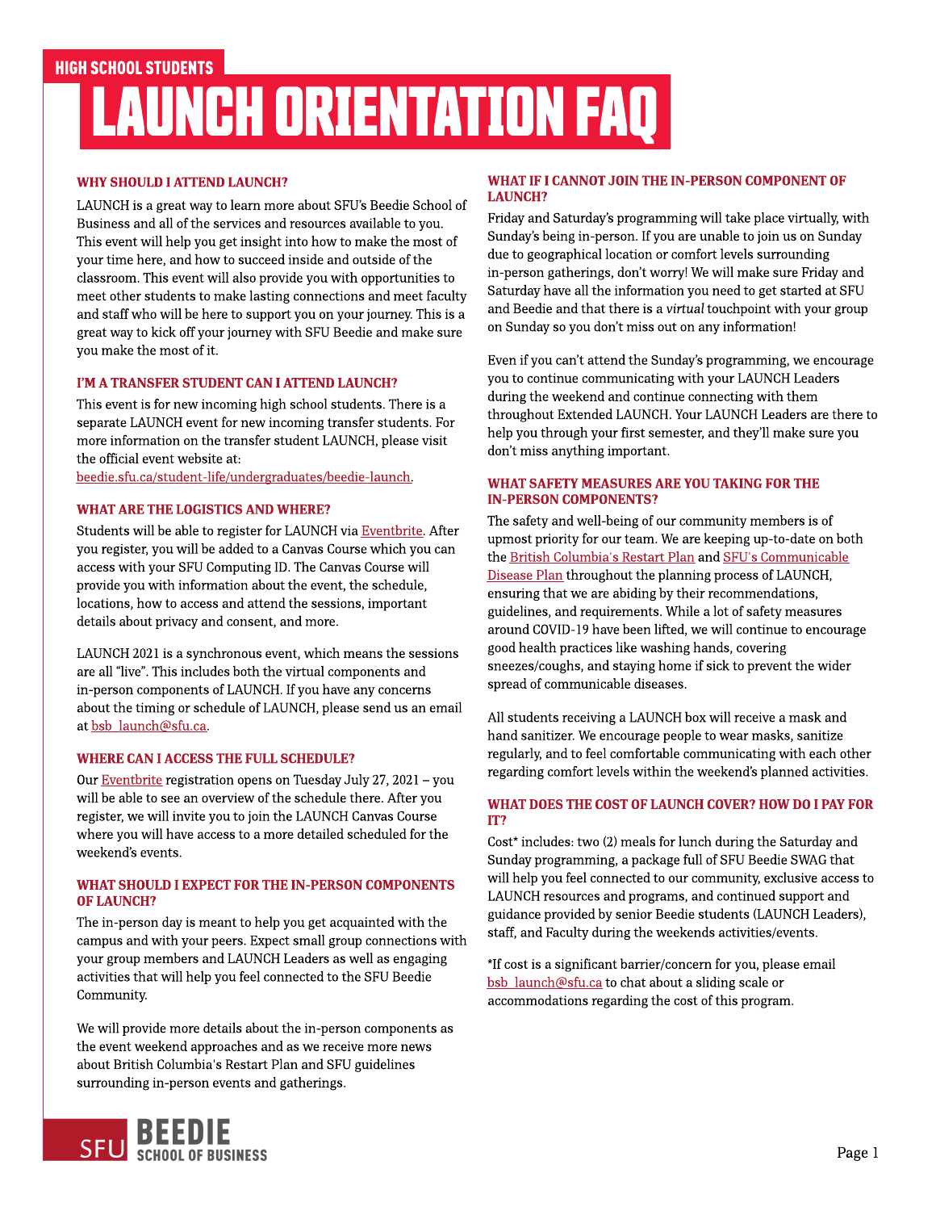HIGH SCHOOL STUDENTS

# LAUNCH ORIENTATION FAQ

## WHY SHOULD I ATTEND LAUNCH?

LAUNCH is a great way to learn more about SFU's Beedie School of Business and all of the services and resources available to you. This event will help you get insight into how to make the most of your time here, and how to succeed inside and outside of the classroom. This event will also provide you with opportunities to meet other students to make lasting connections and meet faculty and staff who will be here to support you on your journey. This is a great way to kick off your journey with SFU Beedie and make sure you make the most of it.

## I'M A TRANSFER STUDENT CAN I ATTEND LAUNCH?

This event is for new incoming high school students. There is a separate LAUNCH event for new incoming transfer students. For more information on the transfer student LAUNCH, please visit the official event website at: beedie.sfu.ca/student-life/undergraduates/beedie-launch.

## WHAT ARE THE LOGISTICS AND WHERE?

Students will be able to register for LAUNCH via Eventbrite. After you register, you will be added to a Canvas Course which you can access with your SFU Computing ID. The Canvas Course will provide you with information about the event, the schedule, locations, how to access and attend the sessions, important details about privacy and consent, and more.

LAUNCH 2021 is a synchronous event, which means the sessions are all "live". This includes both the virtual components and in-person components of LAUNCH. If you have any concerns about the timing or schedule of LAUNCH, please send us an email at bsb_launch@sfu.ca.

## WHERE CAN I ACCESS THE FULL SCHEDULE?

Our Eventbrite registration opens on Tuesday July 27, 2021 – you will be able to see an overview of the schedule there. After you register, we will invite you to join the LAUNCH Canvas Course where you will have access to a more detailed scheduled for the weekend's events.

## WHAT SHOULD I EXPECT FOR THE IN-PERSON COMPONENTS OF LAUNCH?

The in-person day is meant to help you get acquainted with the campus and with your peers. Expect small group connections with your group members and LAUNCH Leaders as well as engaging activities that will help you feel connected to the SFU Beedie Community.

We will provide more details about the in-person components as the event weekend approaches and as we receive more news about British Columbia's Restart Plan and SFU guidelines surrounding in-person events and gatherings.

## WHAT IF I CANNOT JOIN THE IN-PERSON COMPONENT OF LAUNCH?

Friday and Saturday's programming will take place virtually, with Sunday's being in-person. If you are unable to join us on Sunday due to geographical location or comfort levels surrounding in-person gatherings, don't worry! We will make sure Friday and Saturday have all the information you need to get started at SFU and Beedie and that there is a *virtual* touchpoint with your group on Sunday so you don't miss out on any information!

Even if you can't attend the Sunday's programming, we encourage you to continue communicating with your LAUNCH Leaders during the weekend and continue connecting with them throughout Extended LAUNCH. Your LAUNCH Leaders are there to help you through your first semester, and they'll make sure you don't miss anything important.

## WHAT SAFETY MEASURES ARE YOU TAKING FOR THE IN-PERSON COMPONENTS?

The safety and well-being of our community members is of upmost priority for our team. We are keeping up-to-date on both the British Columbia's Restart Plan and SFU's Communicable Disease Plan throughout the planning process of LAUNCH, ensuring that we are abiding by their recommendations, guidelines, and requirements. While a lot of safety measures around COVID-19 have been lifted, we will continue to encourage good health practices like washing hands, covering sneezes/coughs, and staying home if sick to prevent the wider spread of communicable diseases.

All students receiving a LAUNCH box will receive a mask and hand sanitizer. We encourage people to wear masks, sanitize regularly, and to feel comfortable communicating with each other regarding comfort levels within the weekend's planned activities.

## WHAT DOES THE COST OF LAUNCH COVER? HOW DO I PAY FOR IT?

Cost* includes: two (2) meals for lunch during the Saturday and Sunday programming, a package full of SFU Beedie SWAG that will help you feel connected to our community, exclusive access to LAUNCH resources and programs, and continued support and guidance provided by senior Beedie students (LAUNCH Leaders), staff, and Faculty during the weekends activities/events.

*If cost is a significant barrier/concern for you, please email bsb_launch@sfu.ca to chat about a sliding scale or accommodations regarding the cost of this program.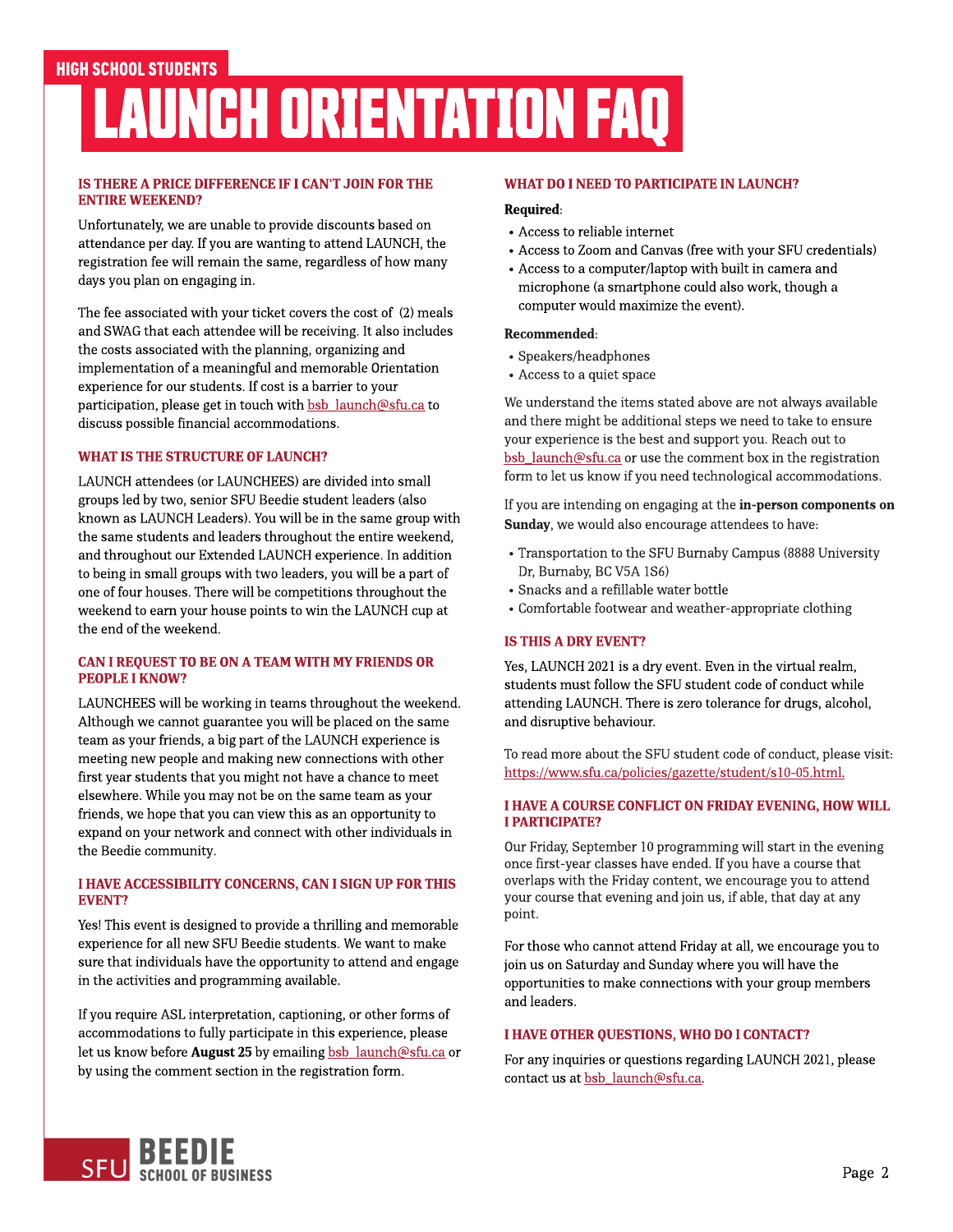HIGH SCHOOL STUDENTS

# LAUNCH ORIENTATION FAQ

### IS THERE A PRICE DIFFERENCE IF I CAN'T JOIN FOR THE ENTIRE WEEKEND?

Unfortunately, we are unable to provide discounts based on attendance per day. If you are wanting to attend LAUNCH, the registration fee will remain the same, regardless of how many days you plan on engaging in.

The fee associated with your ticket covers the cost of (2) meals and SWAG that each attendee will be receiving. It also includes the costs associated with the planning, organizing and implementation of a meaningful and memorable Orientation experience for our students. If cost is a barrier to your participation, please get in touch with bsb_launch@sfu.ca to discuss possible financial accommodations.

### WHAT IS THE STRUCTURE OF LAUNCH?

LAUNCH attendees (or LAUNCHEES) are divided into small groups led by two, senior SFU Beedie student leaders (also known as LAUNCH Leaders). You will be in the same group with the same students and leaders throughout the entire weekend, and throughout our Extended LAUNCH experience. In addition to being in small groups with two leaders, you will be a part of one of four houses. There will be competitions throughout the weekend to earn your house points to win the LAUNCH cup at the end of the weekend.

### CAN I REQUEST TO BE ON A TEAM WITH MY FRIENDS OR PEOPLE I KNOW?

LAUNCHEES will be working in teams throughout the weekend. Although we cannot guarantee you will be placed on the same team as your friends, a big part of the LAUNCH experience is meeting new people and making new connections with other first year students that you might not have a chance to meet elsewhere. While you may not be on the same team as your friends, we hope that you can view this as an opportunity to expand on your network and connect with other individuals in the Beedie community.

### I HAVE ACCESSIBILITY CONCERNS, CAN I SIGN UP FOR THIS EVENT?

Yes! This event is designed to provide a thrilling and memorable experience for all new SFU Beedie students. We want to make sure that individuals have the opportunity to attend and engage in the activities and programming available.

If you require ASL interpretation, captioning, or other forms of accommodations to fully participate in this experience, please let us know before **August 25** by emailing bsb_launch@sfu.ca or by using the comment section in the registration form.

### WHAT DO I NEED TO PARTICIPATE IN LAUNCH?

**Required**:

- Access to reliable internet
- Access to Zoom and Canvas (free with your SFU credentials)
- Access to a computer/laptop with built in camera and microphone (a smartphone could also work, though a computer would maximize the event).

**Recommended**:

- Speakers/headphones
- Access to a quiet space

We understand the items stated above are not always available and there might be additional steps we need to take to ensure your experience is the best and support you. Reach out to bsb_launch@sfu.ca or use the comment box in the registration form to let us know if you need technological accommodations.

If you are intending on engaging at the **in-person components on Sunday**, we would also encourage attendees to have:

- Transportation to the SFU Burnaby Campus (8888 University Dr, Burnaby, BC V5A 1S6)
- Snacks and a refillable water bottle
- Comfortable footwear and weather-appropriate clothing

### IS THIS A DRY EVENT?

Yes, LAUNCH 2021 is a dry event. Even in the virtual realm, students must follow the SFU student code of conduct while attending LAUNCH. There is zero tolerance for drugs, alcohol, and disruptive behaviour.

To read more about the SFU student code of conduct, please visit: https://www.sfu.ca/policies/gazette/student/s10-05.html.

### I HAVE A COURSE CONFLICT ON FRIDAY EVENING, HOW WILL I PARTICIPATE?

Our Friday, September 10 programming will start in the evening once first-year classes have ended. If you have a course that overlaps with the Friday content, we encourage you to attend your course that evening and join us, if able, that day at any point.

For those who cannot attend Friday at all, we encourage you to join us on Saturday and Sunday where you will have the opportunities to make connections with your group members and leaders.

### I HAVE OTHER QUESTIONS, WHO DO I CONTACT?

For any inquiries or questions regarding LAUNCH 2021, please contact us at bsb_launch@sfu.ca.

SFU BEEDIE SCHOOL OF BUSINESS